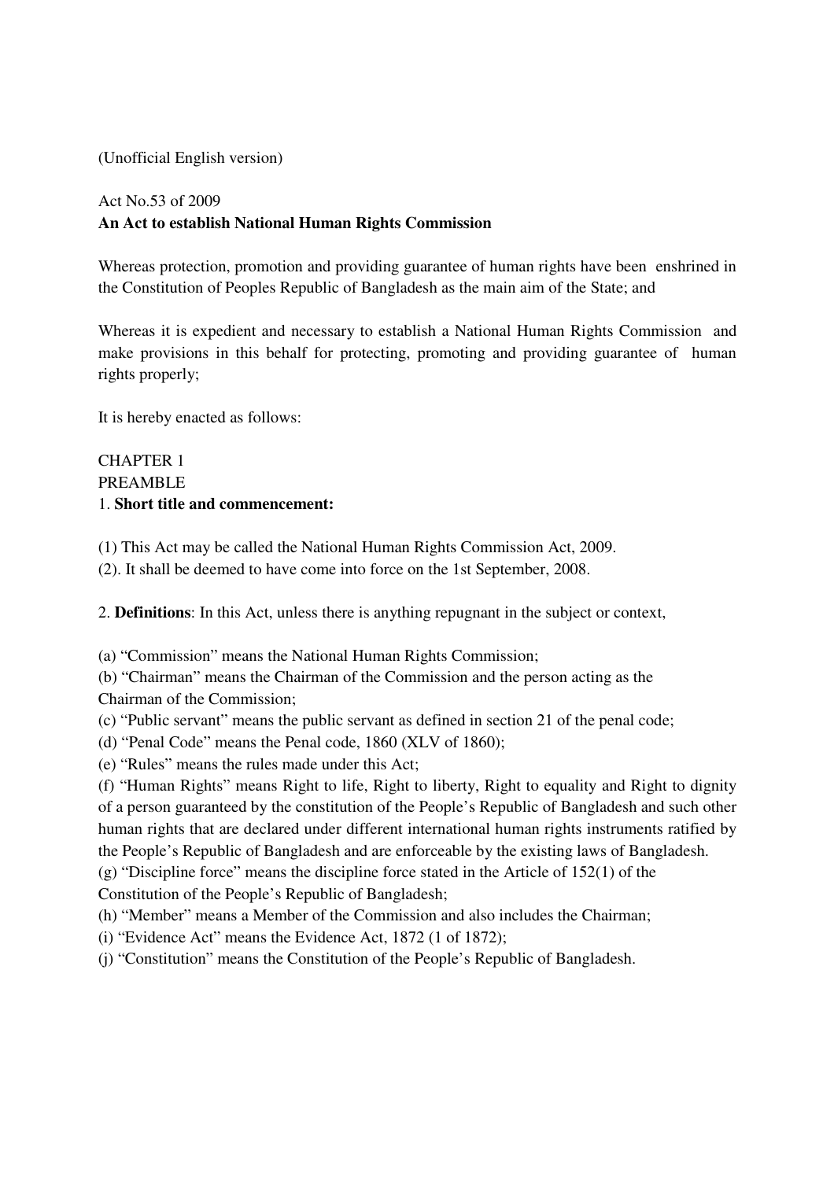(Unofficial English version)

Act No.53 of 2009

**An Act to establish National Human Rights Commission**

Whereas protection, promotion and providing guarantee of human rights have been enshrined in the Constitution of Peoples Republic of Bangladesh as the main aim of the State; and

Whereas it is expedient and necessary to establish a National Human Rights Commission and make provisions in this behalf for protecting, promoting and providing guarantee of human rights properly;

It is hereby enacted as follows:

CHAPTER 1

PREAMBLE

1. **Short title and commencement:**

(1) This Act may be called the National Human Rights Commission Act, 2009.

(2). It shall be deemed to have come into force on the 1st September, 2008.

2. **Definitions**: In this Act, unless there is anything repugnant in the subject or context,

(a) “Commission” means the National Human Rights Commission;

(b) “Chairman” means the Chairman of the Commission and the person acting as the Chairman of the Commission;

(c) “Public servant” means the public servant as defined in section 21 of the penal code;

(d) “Penal Code” means the Penal code, 1860 (XLV of 1860);

(e) “Rules” means the rules made under this Act;

(f) “Human Rights” means Right to life, Right to liberty, Right to equality and Right to dignity of a person guaranteed by the constitution of the People’s Republic of Bangladesh and such other human rights that are declared under different international human rights instruments ratified by the People’s Republic of Bangladesh and are enforceable by the existing laws of Bangladesh.

(g) “Discipline force” means the discipline force stated in the Article of 152(1) of the Constitution of the People’s Republic of Bangladesh;

(h) “Member” means a Member of the Commission and also includes the Chairman;

(i) “Evidence Act” means the Evidence Act, 1872 (1 of 1872);

(j) “Constitution” means the Constitution of the People’s Republic of Bangladesh.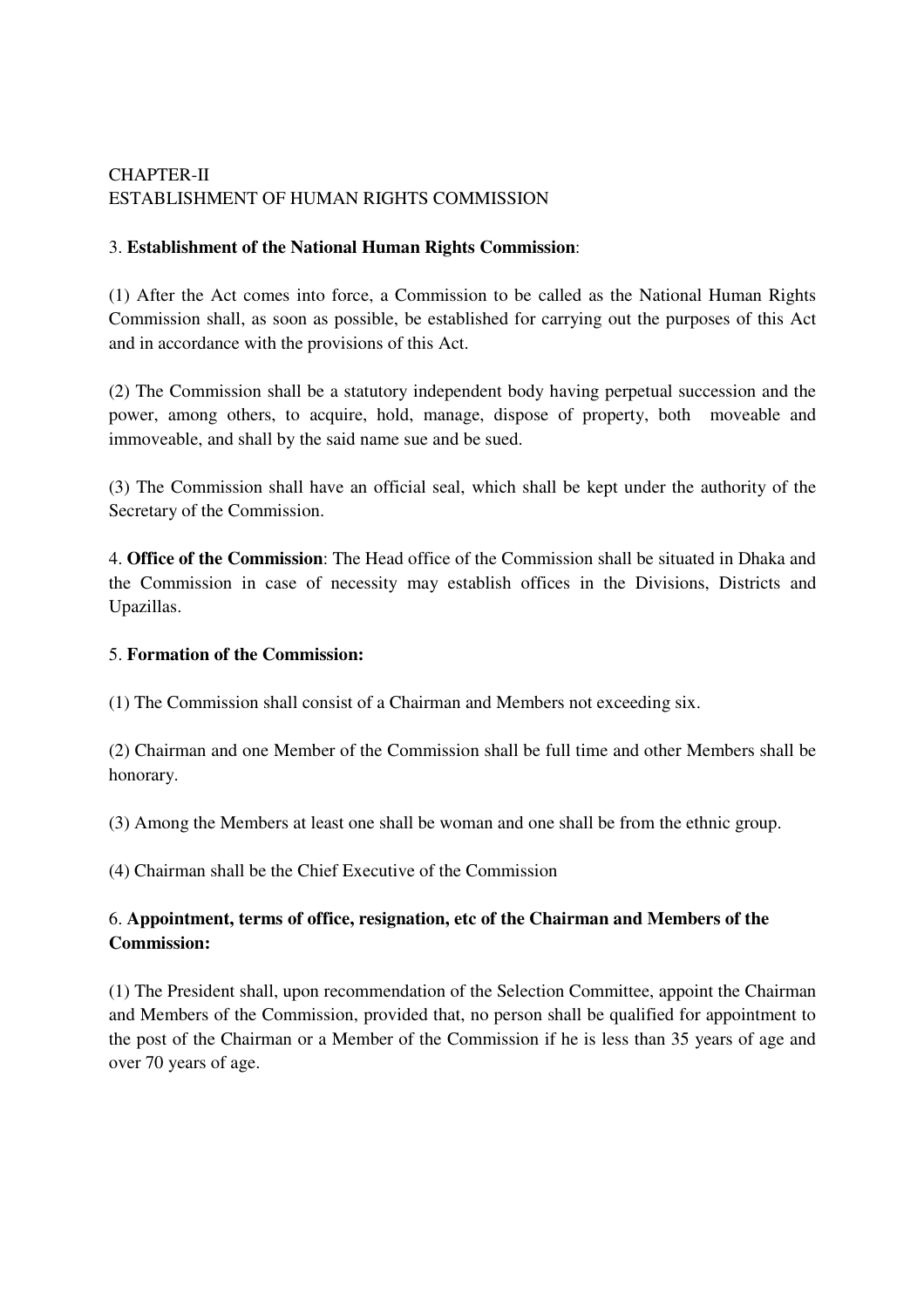## CHAPTER-II
## ESTABLISHMENT OF HUMAN RIGHTS COMMISSION

3. **Establishment of the National Human Rights Commission**:

(1) After the Act comes into force, a Commission to be called as the National Human Rights Commission shall, as soon as possible, be established for carrying out the purposes of this Act and in accordance with the provisions of this Act.

(2) The Commission shall be a statutory independent body having perpetual succession and the power, among others, to acquire, hold, manage, dispose of property, both moveable and immoveable, and shall by the said name sue and be sued.

(3) The Commission shall have an official seal, which shall be kept under the authority of the Secretary of the Commission.

4. **Office of the Commission**: The Head office of the Commission shall be situated in Dhaka and the Commission in case of necessity may establish offices in the Divisions, Districts and Upazillas.

5. **Formation of the Commission:**

(1) The Commission shall consist of a Chairman and Members not exceeding six.

(2) Chairman and one Member of the Commission shall be full time and other Members shall be honorary.

(3) Among the Members at least one shall be woman and one shall be from the ethnic group.

(4) Chairman shall be the Chief Executive of the Commission

6. **Appointment, terms of office, resignation, etc of the Chairman and Members of the Commission:**

(1) The President shall, upon recommendation of the Selection Committee, appoint the Chairman and Members of the Commission, provided that, no person shall be qualified for appointment to the post of the Chairman or a Member of the Commission if he is less than 35 years of age and over 70 years of age.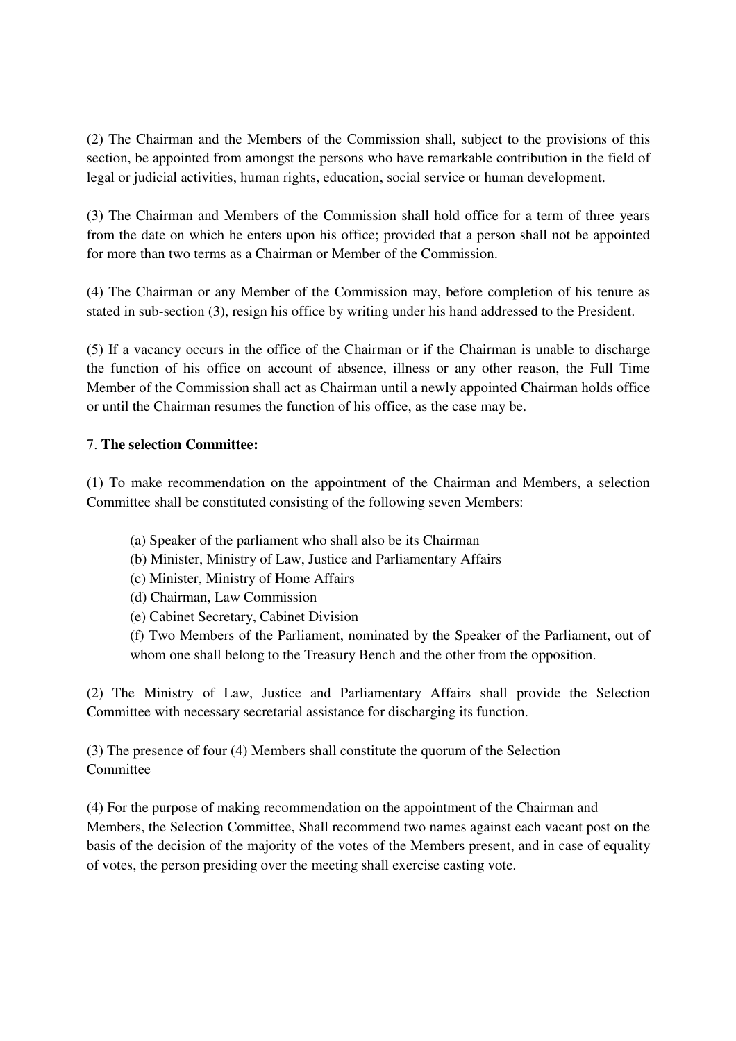(2) The Chairman and the Members of the Commission shall, subject to the provisions of this section, be appointed from amongst the persons who have remarkable contribution in the field of legal or judicial activities, human rights, education, social service or human development.

(3) The Chairman and Members of the Commission shall hold office for a term of three years from the date on which he enters upon his office; provided that a person shall not be appointed for more than two terms as a Chairman or Member of the Commission.

(4) The Chairman or any Member of the Commission may, before completion of his tenure as stated in sub-section (3), resign his office by writing under his hand addressed to the President.

(5) If a vacancy occurs in the office of the Chairman or if the Chairman is unable to discharge the function of his office on account of absence, illness or any other reason, the Full Time Member of the Commission shall act as Chairman until a newly appointed Chairman holds office or until the Chairman resumes the function of his office, as the case may be.

7. **The selection Committee:**

(1) To make recommendation on the appointment of the Chairman and Members, a selection Committee shall be constituted consisting of the following seven Members:

(a) Speaker of the parliament who shall also be its Chairman
(b) Minister, Ministry of Law, Justice and Parliamentary Affairs
(c) Minister, Ministry of Home Affairs
(d) Chairman, Law Commission
(e) Cabinet Secretary, Cabinet Division
(f) Two Members of the Parliament, nominated by the Speaker of the Parliament, out of whom one shall belong to the Treasury Bench and the other from the opposition.

(2) The Ministry of Law, Justice and Parliamentary Affairs shall provide the Selection Committee with necessary secretarial assistance for discharging its function.

(3) The presence of four (4) Members shall constitute the quorum of the Selection Committee

(4) For the purpose of making recommendation on the appointment of the Chairman and Members, the Selection Committee, Shall recommend two names against each vacant post on the basis of the decision of the majority of the votes of the Members present, and in case of equality of votes, the person presiding over the meeting shall exercise casting vote.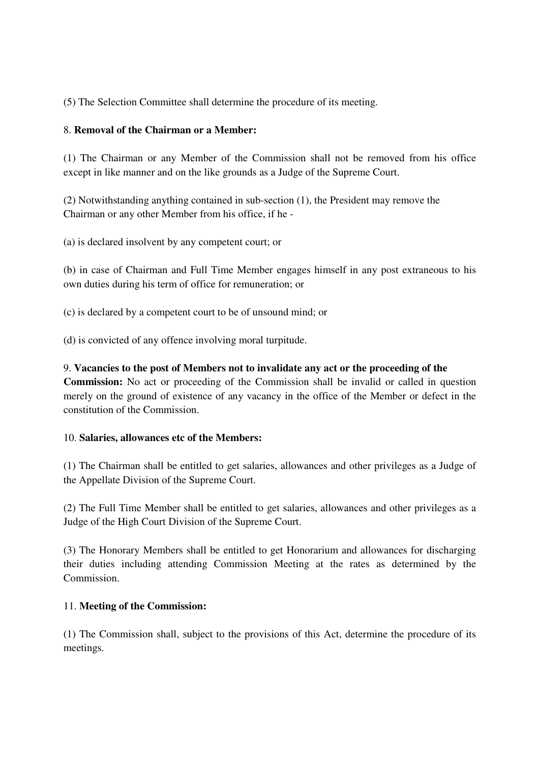(5) The Selection Committee shall determine the procedure of its meeting.

8. **Removal of the Chairman or a Member:**

(1) The Chairman or any Member of the Commission shall not be removed from his office except in like manner and on the like grounds as a Judge of the Supreme Court.

(2) Notwithstanding anything contained in sub-section (1), the President may remove the Chairman or any other Member from his office, if he -

(a) is declared insolvent by any competent court; or

(b) in case of Chairman and Full Time Member engages himself in any post extraneous to his own duties during his term of office for remuneration; or

(c) is declared by a competent court to be of unsound mind; or

(d) is convicted of any offence involving moral turpitude.

9. **Vacancies to the post of Members not to invalidate any act or the proceeding of the Commission:** No act or proceeding of the Commission shall be invalid or called in question merely on the ground of existence of any vacancy in the office of the Member or defect in the constitution of the Commission.

10. **Salaries, allowances etc of the Members:**

(1) The Chairman shall be entitled to get salaries, allowances and other privileges as a Judge of the Appellate Division of the Supreme Court.

(2) The Full Time Member shall be entitled to get salaries, allowances and other privileges as a Judge of the High Court Division of the Supreme Court.

(3) The Honorary Members shall be entitled to get Honorarium and allowances for discharging their duties including attending Commission Meeting at the rates as determined by the Commission.

11. **Meeting of the Commission:**

(1) The Commission shall, subject to the provisions of this Act, determine the procedure of its meetings.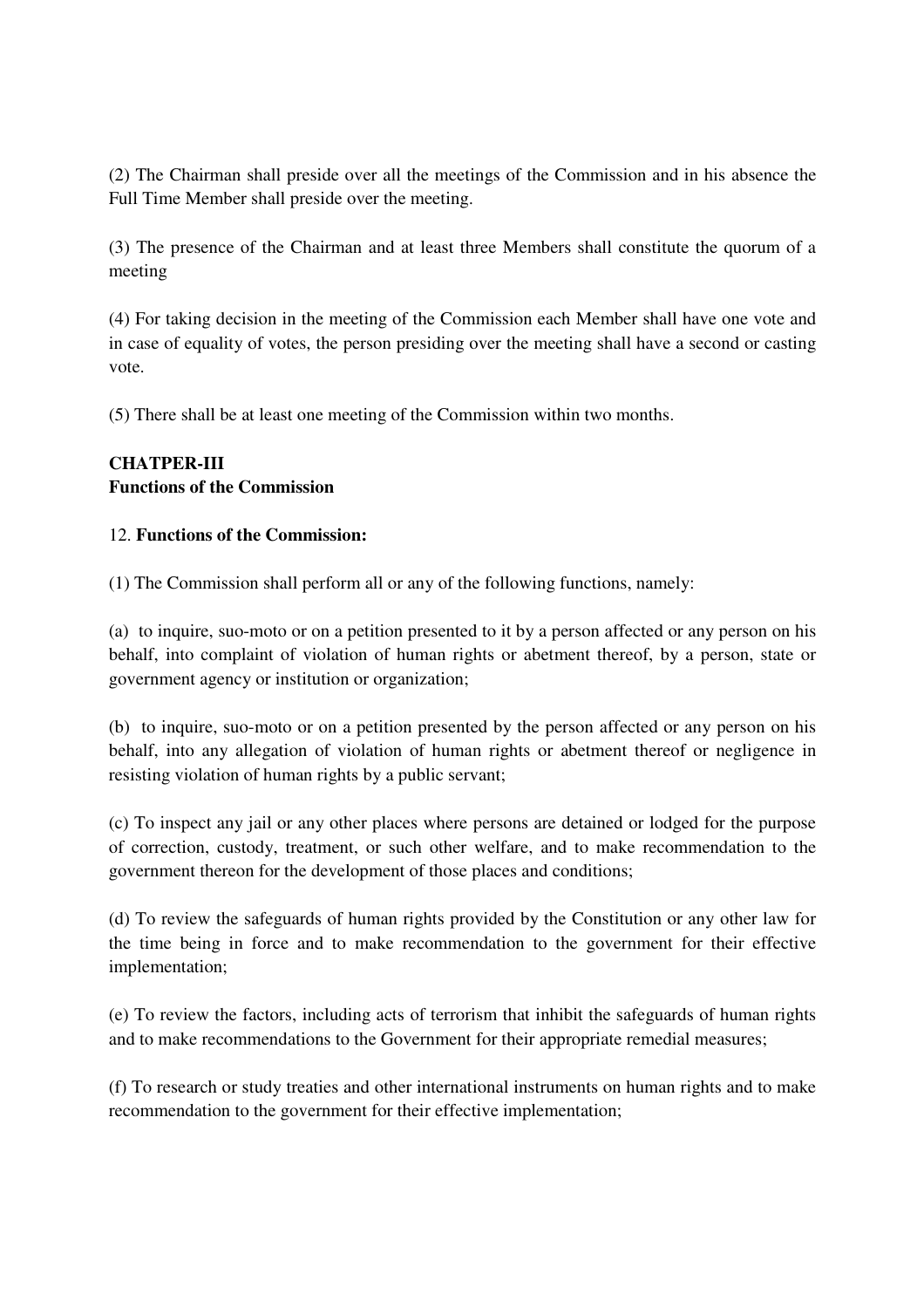(2) The Chairman shall preside over all the meetings of the Commission and in his absence the Full Time Member shall preside over the meeting.

(3) The presence of the Chairman and at least three Members shall constitute the quorum of a meeting

(4) For taking decision in the meeting of the Commission each Member shall have one vote and in case of equality of votes, the person presiding over the meeting shall have a second or casting vote.

(5) There shall be at least one meeting of the Commission within two months.

## CHATPER-III
## Functions of the Commission

12. **Functions of the Commission:**

(1) The Commission shall perform all or any of the following functions, namely:

(a) to inquire, suo-moto or on a petition presented to it by a person affected or any person on his behalf, into complaint of violation of human rights or abetment thereof, by a person, state or government agency or institution or organization;

(b) to inquire, suo-moto or on a petition presented by the person affected or any person on his behalf, into any allegation of violation of human rights or abetment thereof or negligence in resisting violation of human rights by a public servant;

(c) To inspect any jail or any other places where persons are detained or lodged for the purpose of correction, custody, treatment, or such other welfare, and to make recommendation to the government thereon for the development of those places and conditions;

(d) To review the safeguards of human rights provided by the Constitution or any other law for the time being in force and to make recommendation to the government for their effective implementation;

(e) To review the factors, including acts of terrorism that inhibit the safeguards of human rights and to make recommendations to the Government for their appropriate remedial measures;

(f) To research or study treaties and other international instruments on human rights and to make recommendation to the government for their effective implementation;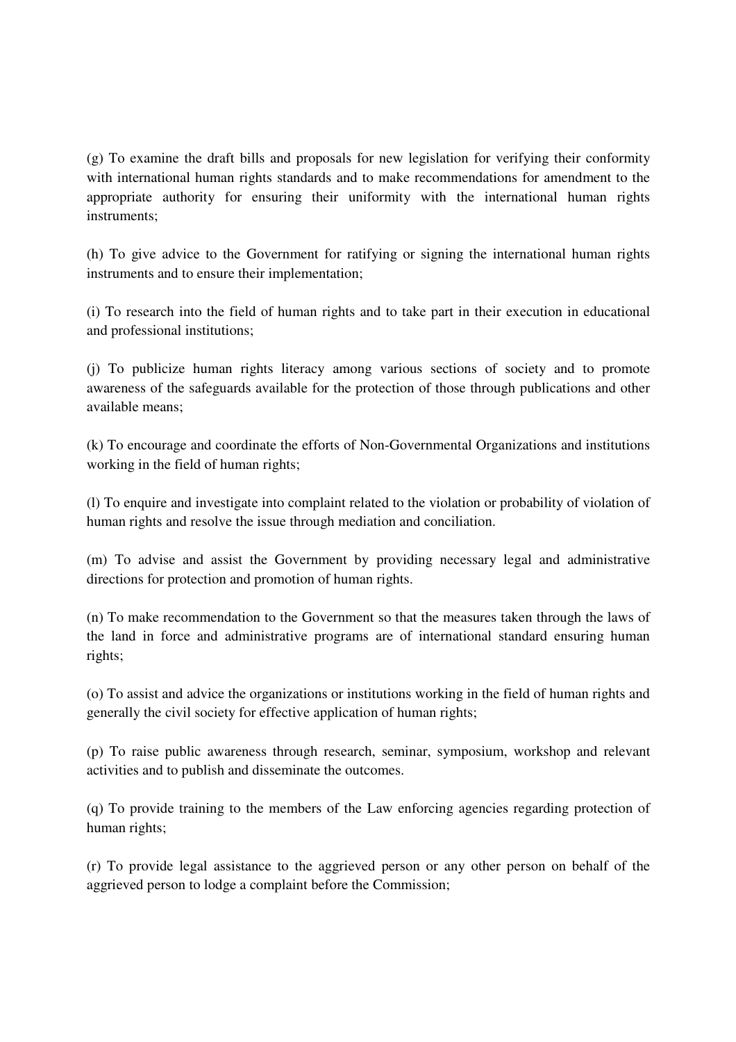(g) To examine the draft bills and proposals for new legislation for verifying their conformity with international human rights standards and to make recommendations for amendment to the appropriate authority for ensuring their uniformity with the international human rights instruments;

(h) To give advice to the Government for ratifying or signing the international human rights instruments and to ensure their implementation;

(i) To research into the field of human rights and to take part in their execution in educational and professional institutions;

(j) To publicize human rights literacy among various sections of society and to promote awareness of the safeguards available for the protection of those through publications and other available means;

(k) To encourage and coordinate the efforts of Non-Governmental Organizations and institutions working in the field of human rights;

(l) To enquire and investigate into complaint related to the violation or probability of violation of human rights and resolve the issue through mediation and conciliation.

(m) To advise and assist the Government by providing necessary legal and administrative directions for protection and promotion of human rights.

(n) To make recommendation to the Government so that the measures taken through the laws of the land in force and administrative programs are of international standard ensuring human rights;

(o) To assist and advice the organizations or institutions working in the field of human rights and generally the civil society for effective application of human rights;

(p) To raise public awareness through research, seminar, symposium, workshop and relevant activities and to publish and disseminate the outcomes.

(q) To provide training to the members of the Law enforcing agencies regarding protection of human rights;

(r) To provide legal assistance to the aggrieved person or any other person on behalf of the aggrieved person to lodge a complaint before the Commission;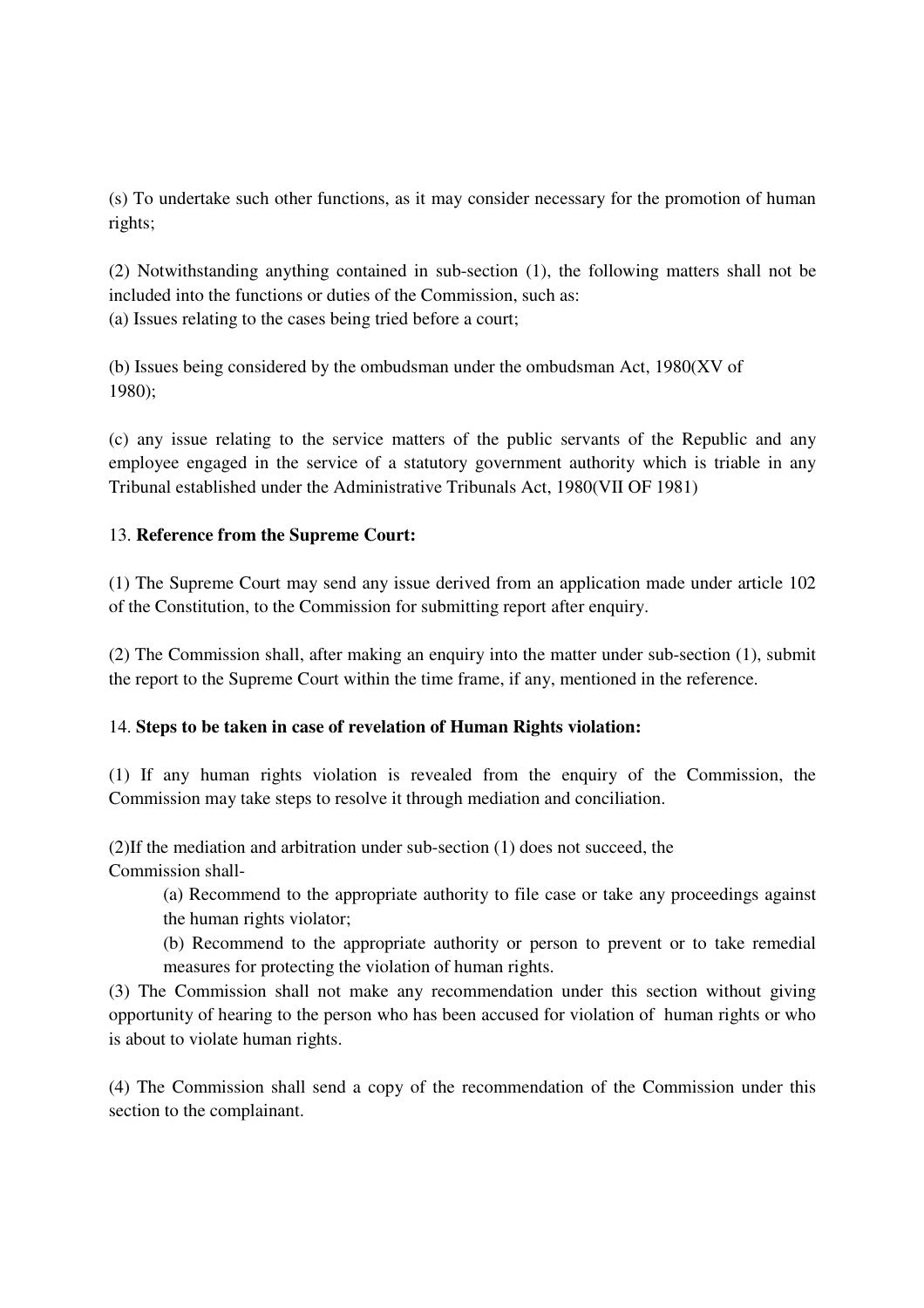(s) To undertake such other functions, as it may consider necessary for the promotion of human rights;

(2) Notwithstanding anything contained in sub-section (1), the following matters shall not be included into the functions or duties of the Commission, such as:
(a) Issues relating to the cases being tried before a court;

(b) Issues being considered by the ombudsman under the ombudsman Act, 1980(XV of 1980);

(c) any issue relating to the service matters of the public servants of the Republic and any employee engaged in the service of a statutory government authority which is triable in any Tribunal established under the Administrative Tribunals Act, 1980(VII OF 1981)

13. **Reference from the Supreme Court:**

(1) The Supreme Court may send any issue derived from an application made under article 102 of the Constitution, to the Commission for submitting report after enquiry.

(2) The Commission shall, after making an enquiry into the matter under sub-section (1), submit the report to the Supreme Court within the time frame, if any, mentioned in the reference.

14. **Steps to be taken in case of revelation of Human Rights violation:**

(1) If any human rights violation is revealed from the enquiry of the Commission, the Commission may take steps to resolve it through mediation and conciliation.

(2)If the mediation and arbitration under sub-section (1) does not succeed, the Commission shall-

> (a) Recommend to the appropriate authority to file case or take any proceedings against the human rights violator;
>
> (b) Recommend to the appropriate authority or person to prevent or to take remedial measures for protecting the violation of human rights.

(3) The Commission shall not make any recommendation under this section without giving opportunity of hearing to the person who has been accused for violation of human rights or who is about to violate human rights.

(4) The Commission shall send a copy of the recommendation of the Commission under this section to the complainant.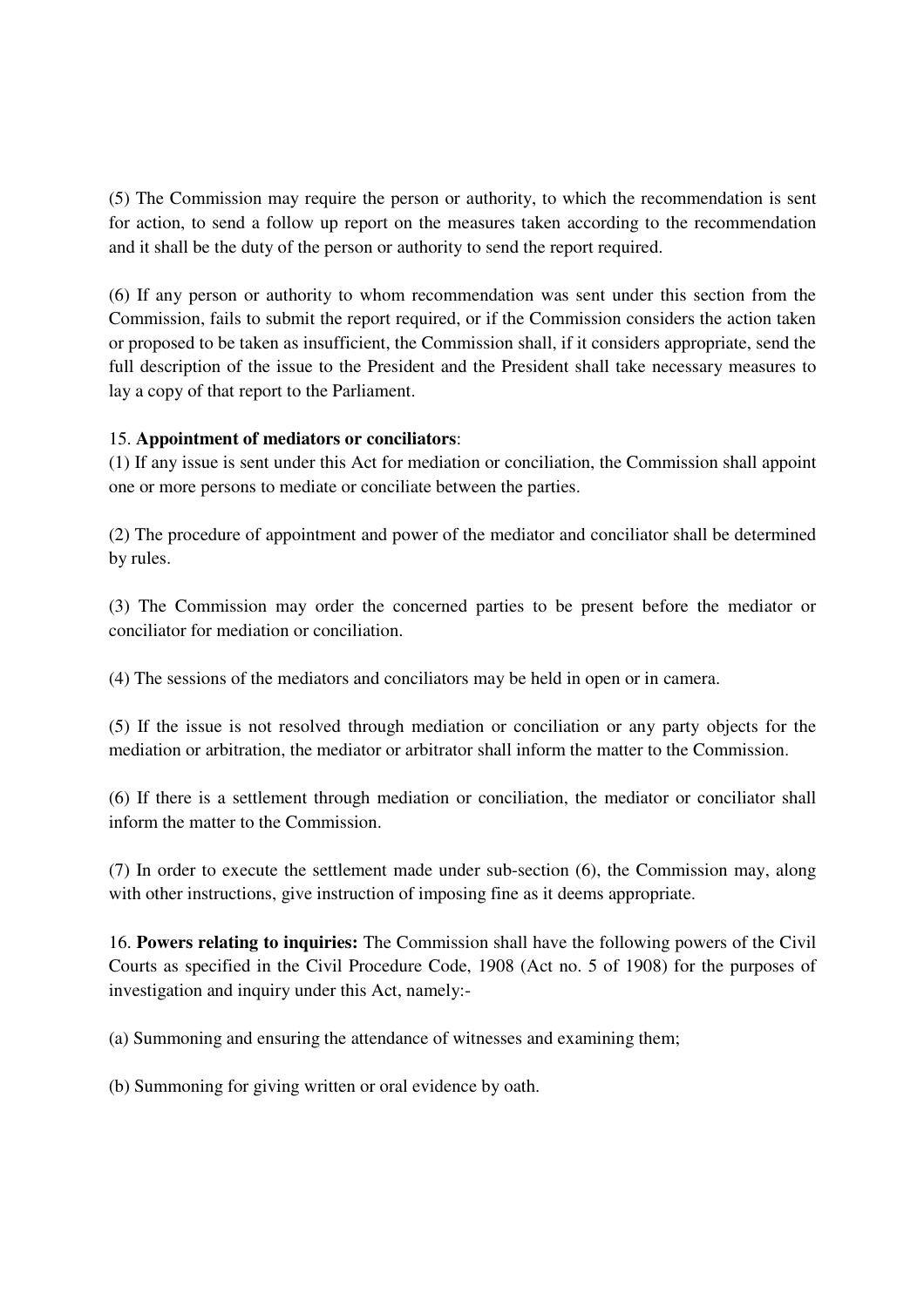(5) The Commission may require the person or authority, to which the recommendation is sent for action, to send a follow up report on the measures taken according to the recommendation and it shall be the duty of the person or authority to send the report required.

(6) If any person or authority to whom recommendation was sent under this section from the Commission, fails to submit the report required, or if the Commission considers the action taken or proposed to be taken as insufficient, the Commission shall, if it considers appropriate, send the full description of the issue to the President and the President shall take necessary measures to lay a copy of that report to the Parliament.

15. **Appointment of mediators or conciliators**:

(1) If any issue is sent under this Act for mediation or conciliation, the Commission shall appoint one or more persons to mediate or conciliate between the parties.

(2) The procedure of appointment and power of the mediator and conciliator shall be determined by rules.

(3) The Commission may order the concerned parties to be present before the mediator or conciliator for mediation or conciliation.

(4) The sessions of the mediators and conciliators may be held in open or in camera.

(5) If the issue is not resolved through mediation or conciliation or any party objects for the mediation or arbitration, the mediator or arbitrator shall inform the matter to the Commission.

(6) If there is a settlement through mediation or conciliation, the mediator or conciliator shall inform the matter to the Commission.

(7) In order to execute the settlement made under sub-section (6), the Commission may, along with other instructions, give instruction of imposing fine as it deems appropriate.

16. **Powers relating to inquiries:** The Commission shall have the following powers of the Civil Courts as specified in the Civil Procedure Code, 1908 (Act no. 5 of 1908) for the purposes of investigation and inquiry under this Act, namely:-

(a) Summoning and ensuring the attendance of witnesses and examining them;

(b) Summoning for giving written or oral evidence by oath.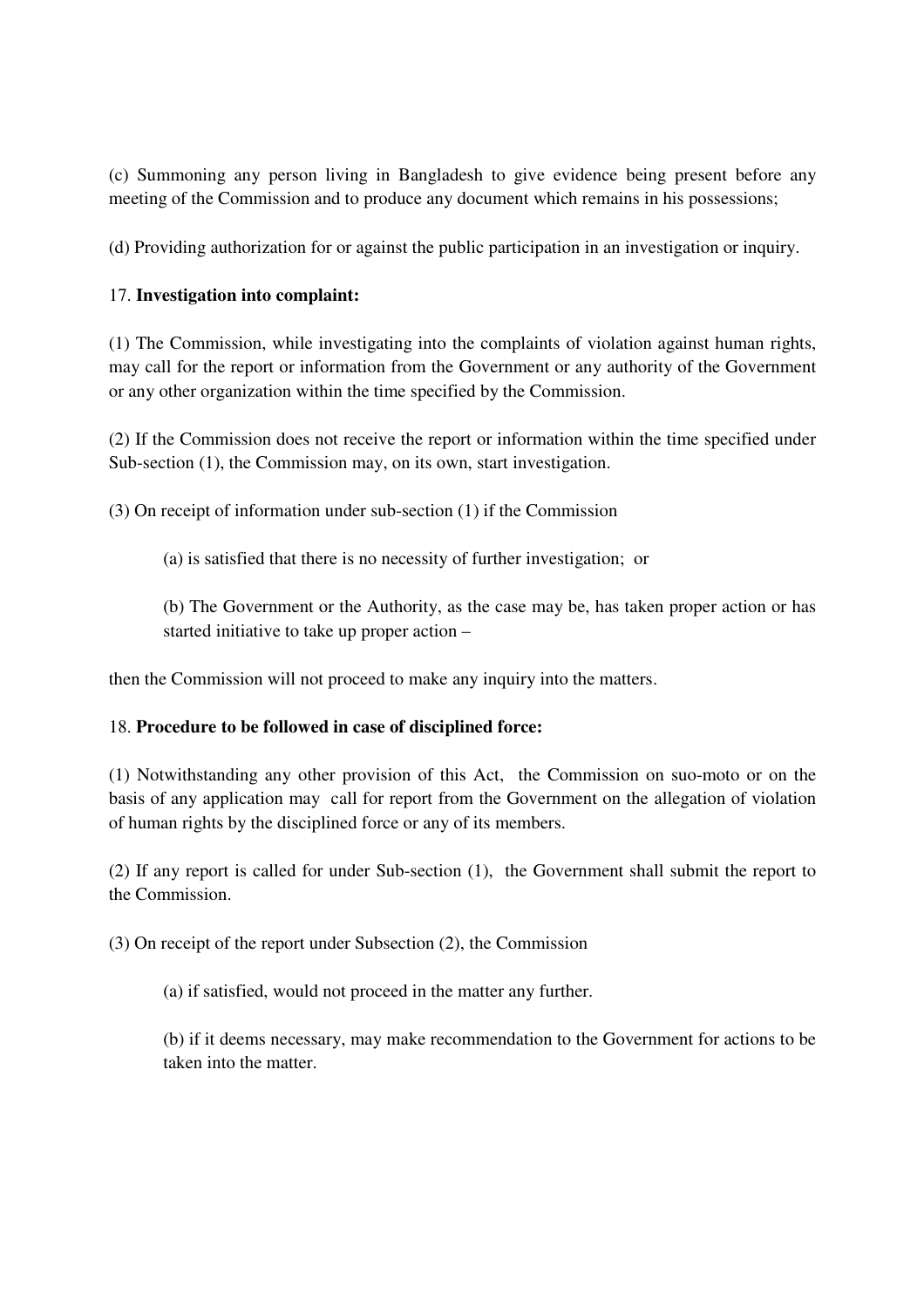(c) Summoning any person living in Bangladesh to give evidence being present before any meeting of the Commission and to produce any document which remains in his possessions;

(d) Providing authorization for or against the public participation in an investigation or inquiry.

17. **Investigation into complaint:**

(1) The Commission, while investigating into the complaints of violation against human rights, may call for the report or information from the Government or any authority of the Government or any other organization within the time specified by the Commission.

(2) If the Commission does not receive the report or information within the time specified under Sub-section (1), the Commission may, on its own, start investigation.

(3) On receipt of information under sub-section (1) if the Commission

> (a) is satisfied that there is no necessity of further investigation; or
>
> (b) The Government or the Authority, as the case may be, has taken proper action or has started initiative to take up proper action –

then the Commission will not proceed to make any inquiry into the matters.

18. **Procedure to be followed in case of disciplined force:**

(1) Notwithstanding any other provision of this Act, the Commission on suo-moto or on the basis of any application may call for report from the Government on the allegation of violation of human rights by the disciplined force or any of its members.

(2) If any report is called for under Sub-section (1), the Government shall submit the report to the Commission.

(3) On receipt of the report under Subsection (2), the Commission

> (a) if satisfied, would not proceed in the matter any further.
>
> (b) if it deems necessary, may make recommendation to the Government for actions to be taken into the matter.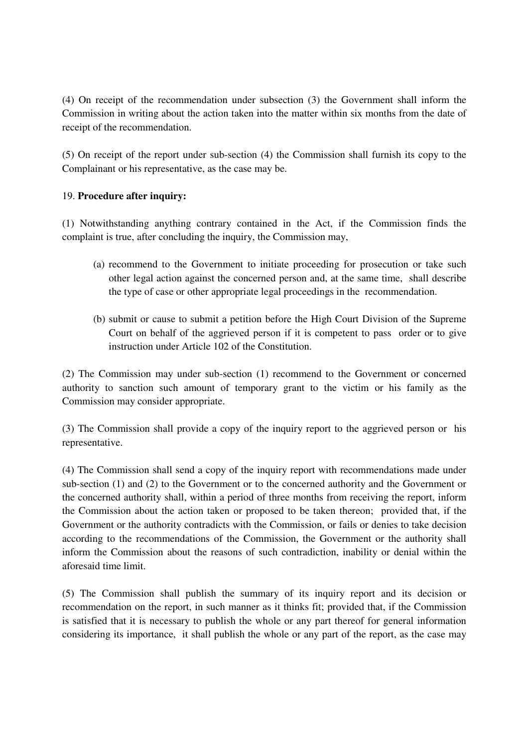(4) On receipt of the recommendation under subsection (3) the Government shall inform the Commission in writing about the action taken into the matter within six months from the date of receipt of the recommendation.

(5) On receipt of the report under sub-section (4) the Commission shall furnish its copy to the Complainant or his representative, as the case may be.

19. **Procedure after inquiry:**

(1) Notwithstanding anything contrary contained in the Act, if the Commission finds the complaint is true, after concluding the inquiry, the Commission may,

(a) recommend to the Government to initiate proceeding for prosecution or take such other legal action against the concerned person and, at the same time, shall describe the type of case or other appropriate legal proceedings in the recommendation.

(b) submit or cause to submit a petition before the High Court Division of the Supreme Court on behalf of the aggrieved person if it is competent to pass order or to give instruction under Article 102 of the Constitution.

(2) The Commission may under sub-section (1) recommend to the Government or concerned authority to sanction such amount of temporary grant to the victim or his family as the Commission may consider appropriate.

(3) The Commission shall provide a copy of the inquiry report to the aggrieved person or his representative.

(4) The Commission shall send a copy of the inquiry report with recommendations made under sub-section (1) and (2) to the Government or to the concerned authority and the Government or the concerned authority shall, within a period of three months from receiving the report, inform the Commission about the action taken or proposed to be taken thereon; provided that, if the Government or the authority contradicts with the Commission, or fails or denies to take decision according to the recommendations of the Commission, the Government or the authority shall inform the Commission about the reasons of such contradiction, inability or denial within the aforesaid time limit.

(5) The Commission shall publish the summary of its inquiry report and its decision or recommendation on the report, in such manner as it thinks fit; provided that, if the Commission is satisfied that it is necessary to publish the whole or any part thereof for general information considering its importance, it shall publish the whole or any part of the report, as the case may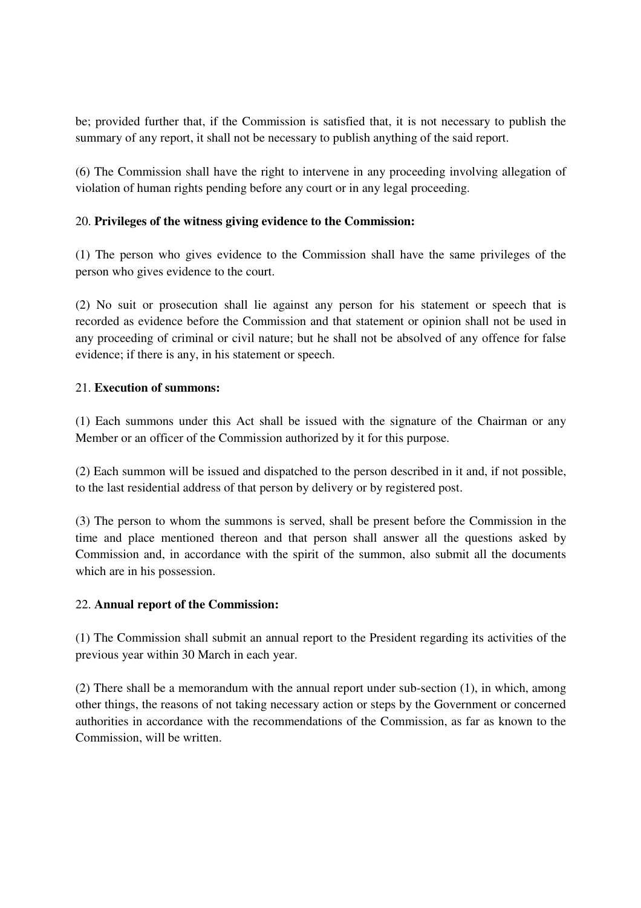be; provided further that, if the Commission is satisfied that, it is not necessary to publish the summary of any report, it shall not be necessary to publish anything of the said report.

(6) The Commission shall have the right to intervene in any proceeding involving allegation of violation of human rights pending before any court or in any legal proceeding.

20. **Privileges of the witness giving evidence to the Commission:**

(1) The person who gives evidence to the Commission shall have the same privileges of the person who gives evidence to the court.

(2) No suit or prosecution shall lie against any person for his statement or speech that is recorded as evidence before the Commission and that statement or opinion shall not be used in any proceeding of criminal or civil nature; but he shall not be absolved of any offence for false evidence; if there is any, in his statement or speech.

21. **Execution of summons:**

(1) Each summons under this Act shall be issued with the signature of the Chairman or any Member or an officer of the Commission authorized by it for this purpose.

(2) Each summon will be issued and dispatched to the person described in it and, if not possible, to the last residential address of that person by delivery or by registered post.

(3) The person to whom the summons is served, shall be present before the Commission in the time and place mentioned thereon and that person shall answer all the questions asked by Commission and, in accordance with the spirit of the summon, also submit all the documents which are in his possession.

22. **Annual report of the Commission:**

(1) The Commission shall submit an annual report to the President regarding its activities of the previous year within 30 March in each year.

(2) There shall be a memorandum with the annual report under sub-section (1), in which, among other things, the reasons of not taking necessary action or steps by the Government or concerned authorities in accordance with the recommendations of the Commission, as far as known to the Commission, will be written.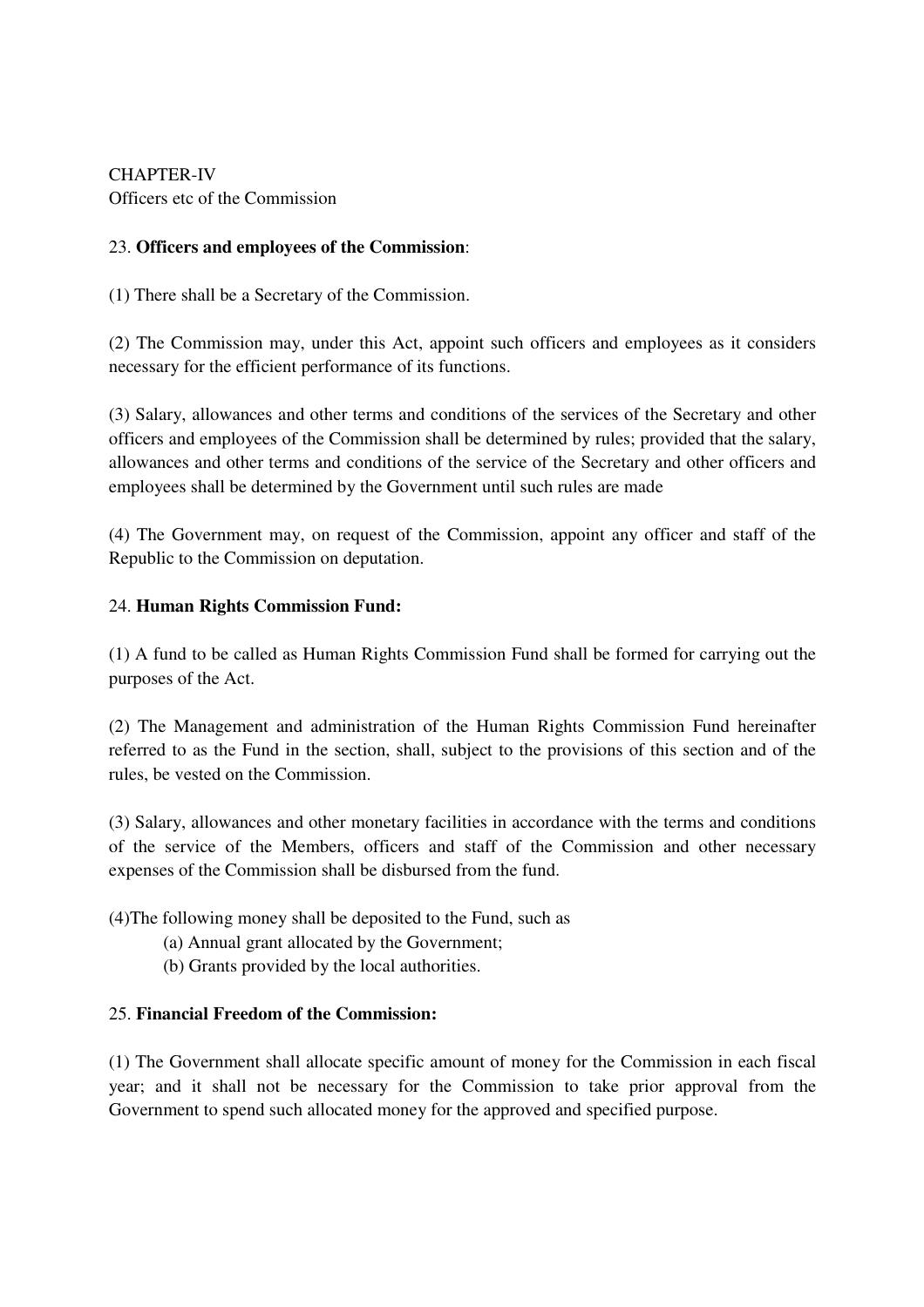CHAPTER-IV
Officers etc of the Commission

23. **Officers and employees of the Commission**:

(1) There shall be a Secretary of the Commission.

(2) The Commission may, under this Act, appoint such officers and employees as it considers necessary for the efficient performance of its functions.

(3) Salary, allowances and other terms and conditions of the services of the Secretary and other officers and employees of the Commission shall be determined by rules; provided that the salary, allowances and other terms and conditions of the service of the Secretary and other officers and employees shall be determined by the Government until such rules are made

(4) The Government may, on request of the Commission, appoint any officer and staff of the Republic to the Commission on deputation.

24. **Human Rights Commission Fund:**

(1) A fund to be called as Human Rights Commission Fund shall be formed for carrying out the purposes of the Act.

(2) The Management and administration of the Human Rights Commission Fund hereinafter referred to as the Fund in the section, shall, subject to the provisions of this section and of the rules, be vested on the Commission.

(3) Salary, allowances and other monetary facilities in accordance with the terms and conditions of the service of the Members, officers and staff of the Commission and other necessary expenses of the Commission shall be disbursed from the fund.

(4)The following money shall be deposited to the Fund, such as

(a) Annual grant allocated by the Government;

(b) Grants provided by the local authorities.

25. **Financial Freedom of the Commission:**

(1) The Government shall allocate specific amount of money for the Commission in each fiscal year; and it shall not be necessary for the Commission to take prior approval from the Government to spend such allocated money for the approved and specified purpose.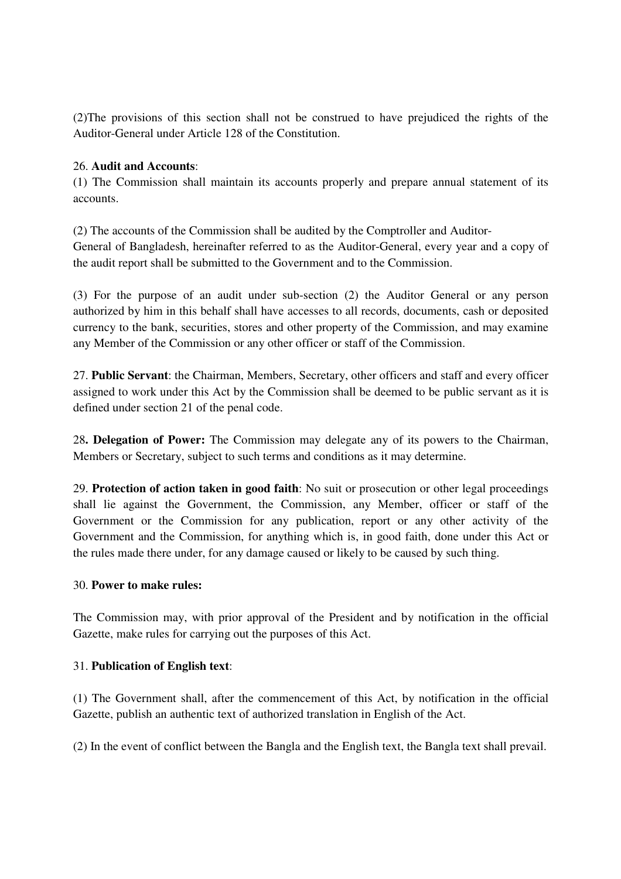(2)The provisions of this section shall not be construed to have prejudiced the rights of the Auditor-General under Article 128 of the Constitution.

26. **Audit and Accounts**:

(1) The Commission shall maintain its accounts properly and prepare annual statement of its accounts.

(2) The accounts of the Commission shall be audited by the Comptroller and Auditor-General of Bangladesh, hereinafter referred to as the Auditor-General, every year and a copy of the audit report shall be submitted to the Government and to the Commission.

(3) For the purpose of an audit under sub-section (2) the Auditor General or any person authorized by him in this behalf shall have accesses to all records, documents, cash or deposited currency to the bank, securities, stores and other property of the Commission, and may examine any Member of the Commission or any other officer or staff of the Commission.

27. **Public Servant**: the Chairman, Members, Secretary, other officers and staff and every officer assigned to work under this Act by the Commission shall be deemed to be public servant as it is defined under section 21 of the penal code.

28**. Delegation of Power:** The Commission may delegate any of its powers to the Chairman, Members or Secretary, subject to such terms and conditions as it may determine.

29. **Protection of action taken in good faith**: No suit or prosecution or other legal proceedings shall lie against the Government, the Commission, any Member, officer or staff of the Government or the Commission for any publication, report or any other activity of the Government and the Commission, for anything which is, in good faith, done under this Act or the rules made there under, for any damage caused or likely to be caused by such thing.

30. **Power to make rules:**

The Commission may, with prior approval of the President and by notification in the official Gazette, make rules for carrying out the purposes of this Act.

31. **Publication of English text**:

(1) The Government shall, after the commencement of this Act, by notification in the official Gazette, publish an authentic text of authorized translation in English of the Act.

(2) In the event of conflict between the Bangla and the English text, the Bangla text shall prevail.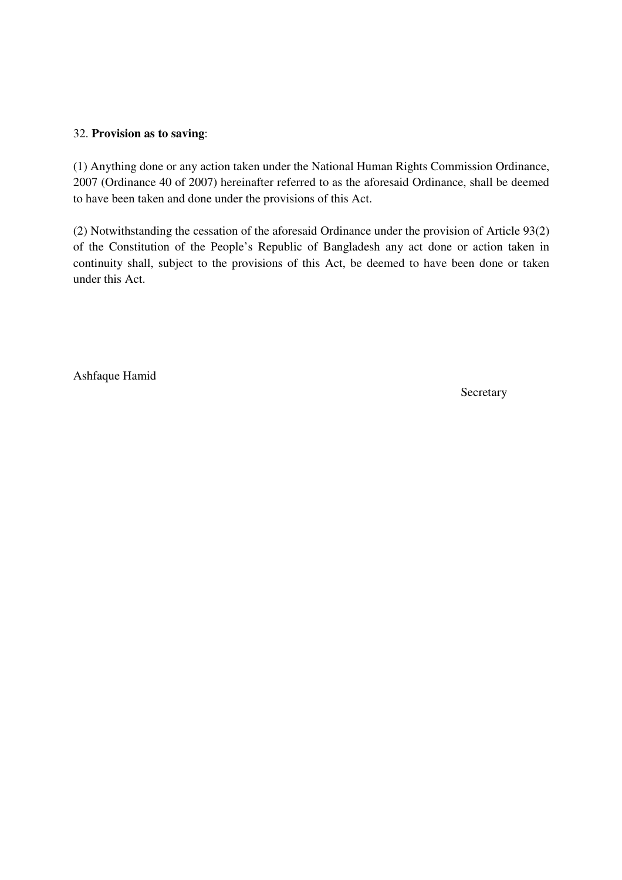32. **Provision as to saving**:

(1) Anything done or any action taken under the National Human Rights Commission Ordinance, 2007 (Ordinance 40 of 2007) hereinafter referred to as the aforesaid Ordinance, shall be deemed to have been taken and done under the provisions of this Act.

(2) Notwithstanding the cessation of the aforesaid Ordinance under the provision of Article 93(2) of the Constitution of the People's Republic of Bangladesh any act done or action taken in continuity shall, subject to the provisions of this Act, be deemed to have been done or taken under this Act.

Ashfaque Hamid

Secretary